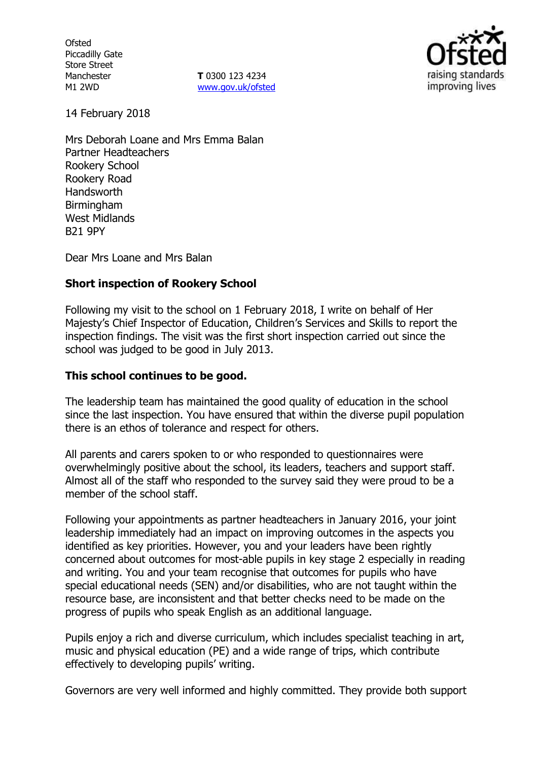Ofsted
Piccadilly Gate
Store Street
Manchester
M1 2WD

**T** 0300 123 4234
www.gov.uk/ofsted

14 February 2018

Mrs Deborah Loane and Mrs Emma Balan
Partner Headteachers
Rookery School
Rookery Road
Handsworth
Birmingham
West Midlands
B21 9PY

Dear Mrs Loane and Mrs Balan

**Short inspection of Rookery School**

Following my visit to the school on 1 February 2018, I write on behalf of Her Majesty's Chief Inspector of Education, Children's Services and Skills to report the inspection findings. The visit was the first short inspection carried out since the school was judged to be good in July 2013.

**This school continues to be good.**

The leadership team has maintained the good quality of education in the school since the last inspection. You have ensured that within the diverse pupil population there is an ethos of tolerance and respect for others.

All parents and carers spoken to or who responded to questionnaires were overwhelmingly positive about the school, its leaders, teachers and support staff. Almost all of the staff who responded to the survey said they were proud to be a member of the school staff.

Following your appointments as partner headteachers in January 2016, your joint leadership immediately had an impact on improving outcomes in the aspects you identified as key priorities. However, you and your leaders have been rightly concerned about outcomes for most-able pupils in key stage 2 especially in reading and writing. You and your team recognise that outcomes for pupils who have special educational needs (SEN) and/or disabilities, who are not taught within the resource base, are inconsistent and that better checks need to be made on the progress of pupils who speak English as an additional language.

Pupils enjoy a rich and diverse curriculum, which includes specialist teaching in art, music and physical education (PE) and a wide range of trips, which contribute effectively to developing pupils' writing.

Governors are very well informed and highly committed. They provide both support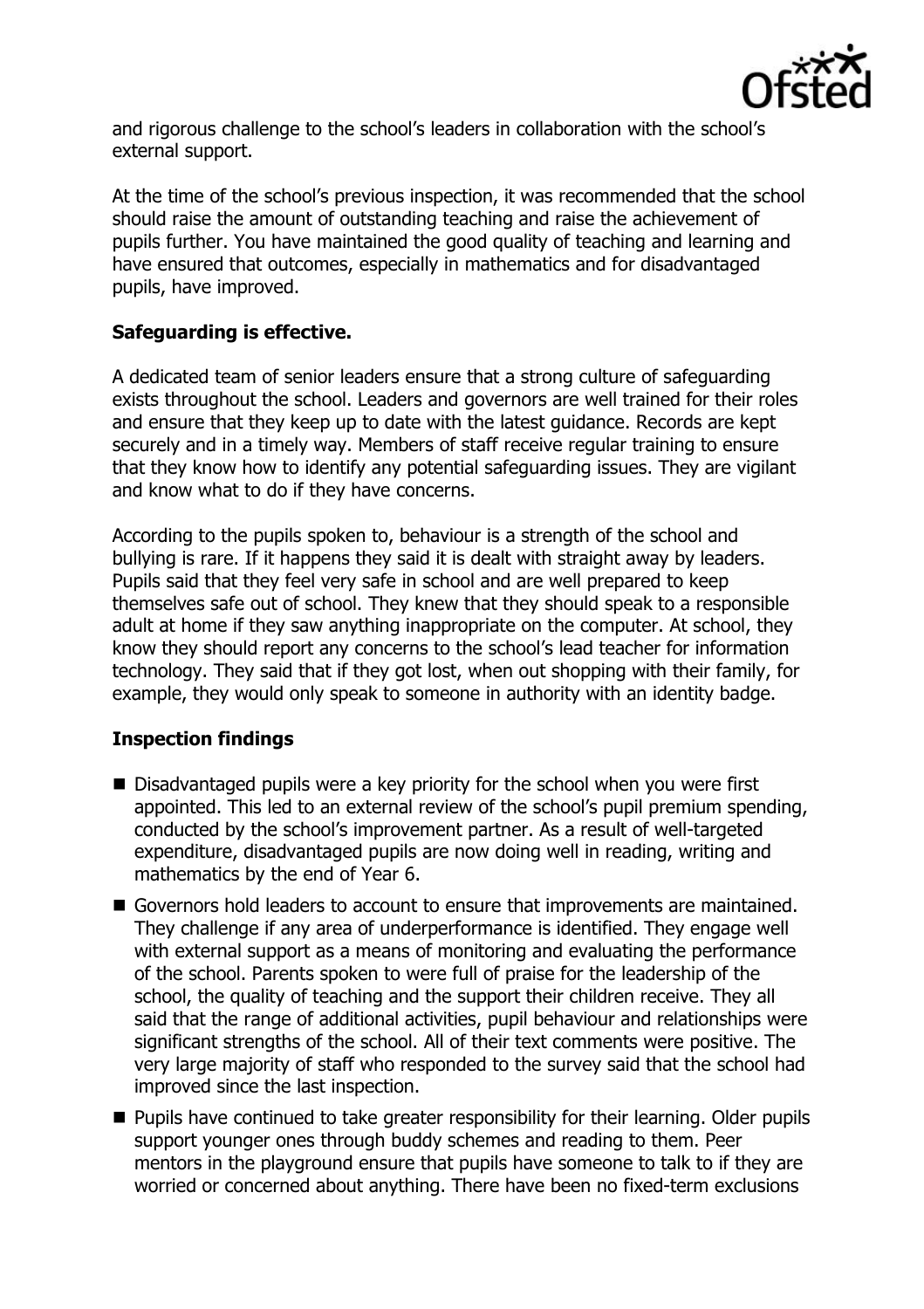and rigorous challenge to the school's leaders in collaboration with the school's external support.

At the time of the school's previous inspection, it was recommended that the school should raise the amount of outstanding teaching and raise the achievement of pupils further. You have maintained the good quality of teaching and learning and have ensured that outcomes, especially in mathematics and for disadvantaged pupils, have improved.

## Safeguarding is effective.

A dedicated team of senior leaders ensure that a strong culture of safeguarding exists throughout the school. Leaders and governors are well trained for their roles and ensure that they keep up to date with the latest guidance. Records are kept securely and in a timely way. Members of staff receive regular training to ensure that they know how to identify any potential safeguarding issues. They are vigilant and know what to do if they have concerns.

According to the pupils spoken to, behaviour is a strength of the school and bullying is rare. If it happens they said it is dealt with straight away by leaders. Pupils said that they feel very safe in school and are well prepared to keep themselves safe out of school. They knew that they should speak to a responsible adult at home if they saw anything inappropriate on the computer. At school, they know they should report any concerns to the school's lead teacher for information technology. They said that if they got lost, when out shopping with their family, for example, they would only speak to someone in authority with an identity badge.

## Inspection findings

- Disadvantaged pupils were a key priority for the school when you were first appointed. This led to an external review of the school's pupil premium spending, conducted by the school's improvement partner. As a result of well-targeted expenditure, disadvantaged pupils are now doing well in reading, writing and mathematics by the end of Year 6.
- Governors hold leaders to account to ensure that improvements are maintained. They challenge if any area of underperformance is identified. They engage well with external support as a means of monitoring and evaluating the performance of the school. Parents spoken to were full of praise for the leadership of the school, the quality of teaching and the support their children receive. They all said that the range of additional activities, pupil behaviour and relationships were significant strengths of the school. All of their text comments were positive. The very large majority of staff who responded to the survey said that the school had improved since the last inspection.
- Pupils have continued to take greater responsibility for their learning. Older pupils support younger ones through buddy schemes and reading to them. Peer mentors in the playground ensure that pupils have someone to talk to if they are worried or concerned about anything. There have been no fixed-term exclusions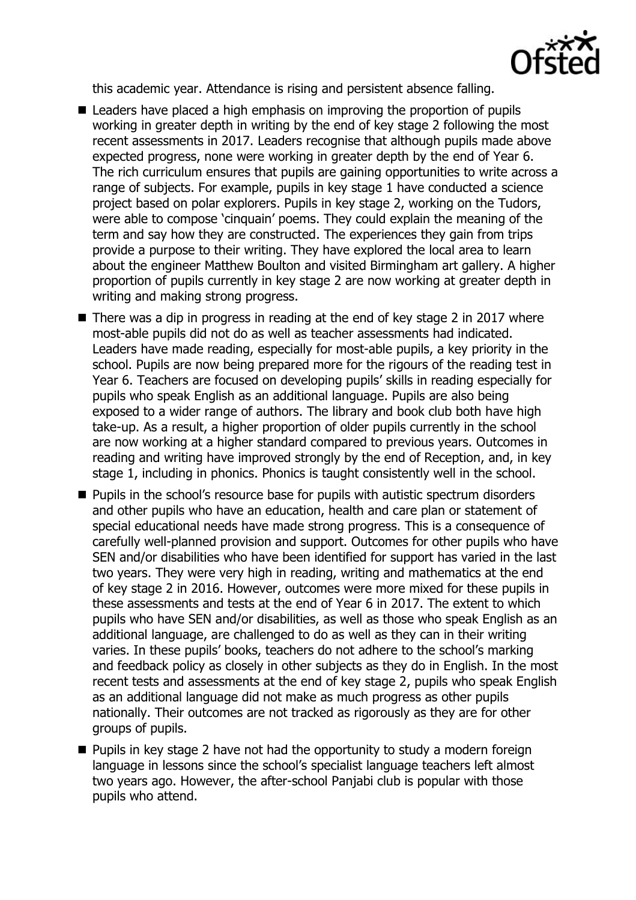this academic year. Attendance is rising and persistent absence falling.

- Leaders have placed a high emphasis on improving the proportion of pupils working in greater depth in writing by the end of key stage 2 following the most recent assessments in 2017. Leaders recognise that although pupils made above expected progress, none were working in greater depth by the end of Year 6. The rich curriculum ensures that pupils are gaining opportunities to write across a range of subjects. For example, pupils in key stage 1 have conducted a science project based on polar explorers. Pupils in key stage 2, working on the Tudors, were able to compose 'cinquain' poems. They could explain the meaning of the term and say how they are constructed. The experiences they gain from trips provide a purpose to their writing. They have explored the local area to learn about the engineer Matthew Boulton and visited Birmingham art gallery. A higher proportion of pupils currently in key stage 2 are now working at greater depth in writing and making strong progress.
- There was a dip in progress in reading at the end of key stage 2 in 2017 where most-able pupils did not do as well as teacher assessments had indicated. Leaders have made reading, especially for most-able pupils, a key priority in the school. Pupils are now being prepared more for the rigours of the reading test in Year 6. Teachers are focused on developing pupils' skills in reading especially for pupils who speak English as an additional language. Pupils are also being exposed to a wider range of authors. The library and book club both have high take-up. As a result, a higher proportion of older pupils currently in the school are now working at a higher standard compared to previous years. Outcomes in reading and writing have improved strongly by the end of Reception, and, in key stage 1, including in phonics. Phonics is taught consistently well in the school.
- Pupils in the school's resource base for pupils with autistic spectrum disorders and other pupils who have an education, health and care plan or statement of special educational needs have made strong progress. This is a consequence of carefully well-planned provision and support. Outcomes for other pupils who have SEN and/or disabilities who have been identified for support has varied in the last two years. They were very high in reading, writing and mathematics at the end of key stage 2 in 2016. However, outcomes were more mixed for these pupils in these assessments and tests at the end of Year 6 in 2017. The extent to which pupils who have SEN and/or disabilities, as well as those who speak English as an additional language, are challenged to do as well as they can in their writing varies. In these pupils' books, teachers do not adhere to the school's marking and feedback policy as closely in other subjects as they do in English. In the most recent tests and assessments at the end of key stage 2, pupils who speak English as an additional language did not make as much progress as other pupils nationally. Their outcomes are not tracked as rigorously as they are for other groups of pupils.
- Pupils in key stage 2 have not had the opportunity to study a modern foreign language in lessons since the school's specialist language teachers left almost two years ago. However, the after-school Panjabi club is popular with those pupils who attend.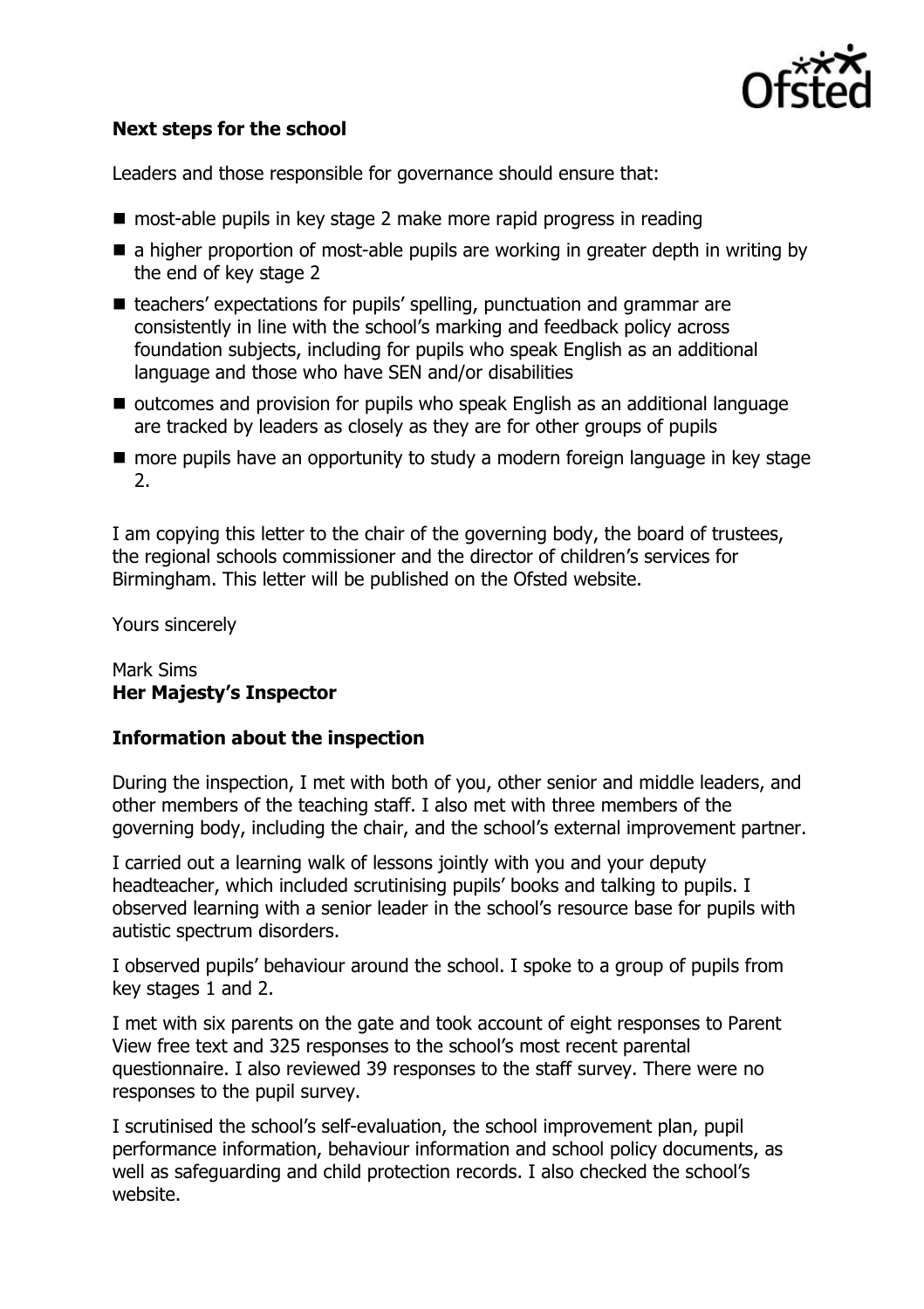### Next steps for the school

Leaders and those responsible for governance should ensure that:

- most-able pupils in key stage 2 make more rapid progress in reading
- a higher proportion of most-able pupils are working in greater depth in writing by the end of key stage 2
- teachers' expectations for pupils' spelling, punctuation and grammar are consistently in line with the school's marking and feedback policy across foundation subjects, including for pupils who speak English as an additional language and those who have SEN and/or disabilities
- outcomes and provision for pupils who speak English as an additional language are tracked by leaders as closely as they are for other groups of pupils
- more pupils have an opportunity to study a modern foreign language in key stage 2.

I am copying this letter to the chair of the governing body, the board of trustees, the regional schools commissioner and the director of children's services for Birmingham. This letter will be published on the Ofsted website.

Yours sincerely

Mark Sims
**Her Majesty's Inspector**

### Information about the inspection

During the inspection, I met with both of you, other senior and middle leaders, and other members of the teaching staff. I also met with three members of the governing body, including the chair, and the school's external improvement partner.

I carried out a learning walk of lessons jointly with you and your deputy headteacher, which included scrutinising pupils' books and talking to pupils. I observed learning with a senior leader in the school's resource base for pupils with autistic spectrum disorders.

I observed pupils' behaviour around the school. I spoke to a group of pupils from key stages 1 and 2.

I met with six parents on the gate and took account of eight responses to Parent View free text and 325 responses to the school's most recent parental questionnaire. I also reviewed 39 responses to the staff survey. There were no responses to the pupil survey.

I scrutinised the school's self-evaluation, the school improvement plan, pupil performance information, behaviour information and school policy documents, as well as safeguarding and child protection records. I also checked the school's website.